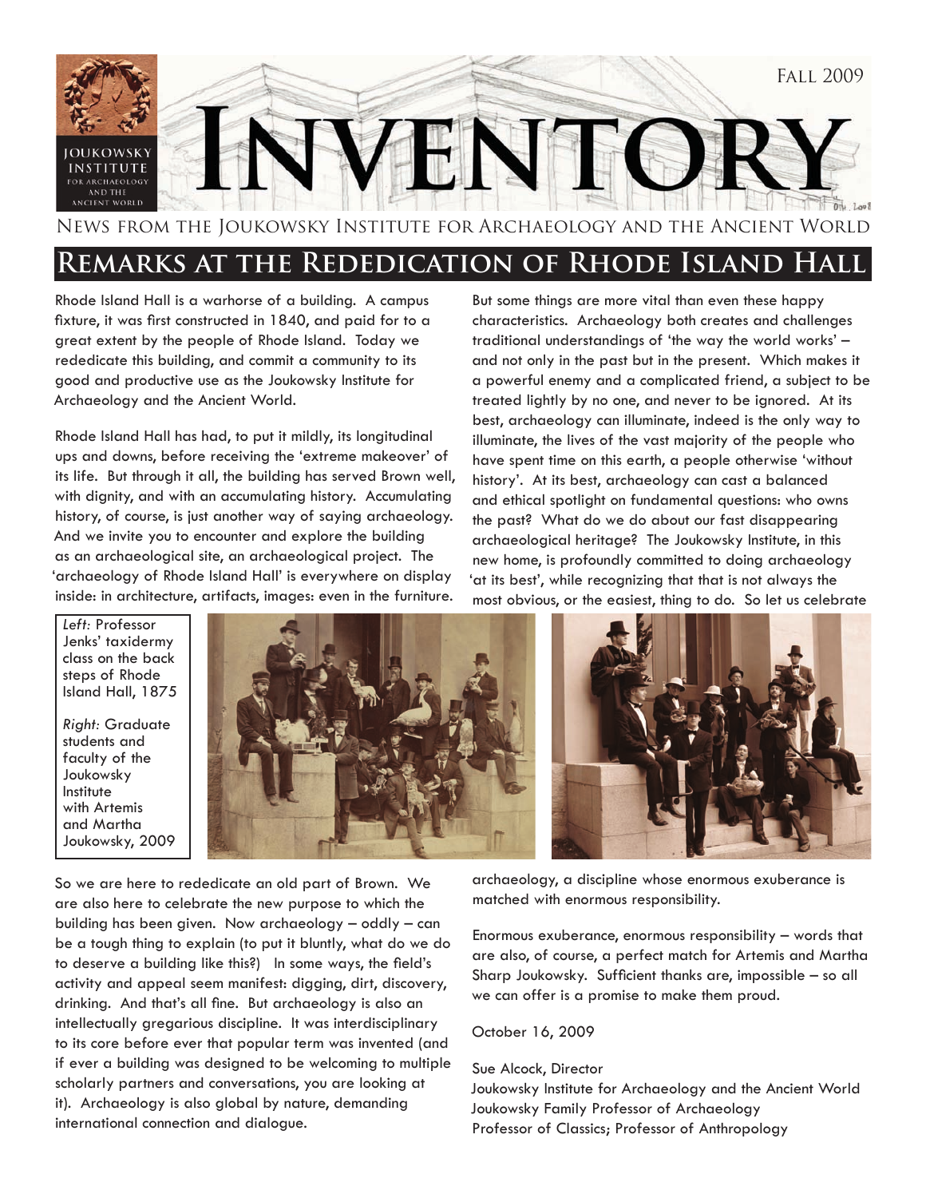# Inventory

Fall 2009

News from the Joukowsky Institute for Archaeology and the Ancient World

## Remarks at the Rededication of Rhode Island Hall

Rhode Island Hall is a warhorse of a building. A campus fixture, it was first constructed in 1840, and paid for to a great extent by the people of Rhode Island. Today we rededicate this building, and commit a community to its good and productive use as the Joukowsky Institute for Archaeology and the Ancient World.

Rhode Island Hall has had, to put it mildly, its longitudinal ups and downs, before receiving the 'extreme makeover' of its life. But through it all, the building has served Brown well, with dignity, and with an accumulating history. Accumulating history, of course, is just another way of saying archaeology. And we invite you to encounter and explore the building as an archaeological site, an archaeological project. The 'archaeology of Rhode Island Hall' is everywhere on display inside: in architecture, artifacts, images: even in the furniture.

*Left:* Professor Jenks' taxidermy class on the back steps of Rhode Island Hall, 1875

*Right:* Graduate students and faculty of the Joukowsky Institute with Artemis and Martha Joukowsky, 2009

So we are here to rededicate an old part of Brown. We are also here to celebrate the new purpose to which the building has been given. Now archaeology – oddly – can be a tough thing to explain (to put it bluntly, what do we do to deserve a building like this?) In some ways, the field's activity and appeal seem manifest: digging, dirt, discovery, drinking. And that's all fine. But archaeology is also an intellectually gregarious discipline. It was interdisciplinary to its core before ever that popular term was invented (and if ever a building was designed to be welcoming to multiple scholarly partners and conversations, you are looking at it). Archaeology is also global by nature, demanding international connection and dialogue.

But some things are more vital than even these happy characteristics. Archaeology both creates and challenges traditional understandings of 'the way the world works' – and not only in the past but in the present. Which makes it a powerful enemy and a complicated friend, a subject to be treated lightly by no one, and never to be ignored. At its best, archaeology can illuminate, indeed is the only way to illuminate, the lives of the vast majority of the people who have spent time on this earth, a people otherwise 'without history'. At its best, archaeology can cast a balanced and ethical spotlight on fundamental questions: who owns the past? What do we do about our fast disappearing archaeological heritage? The Joukowsky Institute, in this new home, is profoundly committed to doing archaeology 'at its best', while recognizing that that is not always the most obvious, or the easiest, thing to do. So let us celebrate archaeology, a discipline whose enormous exuberance is matched with enormous responsibility.

Enormous exuberance, enormous responsibility – words that are also, of course, a perfect match for Artemis and Martha Sharp Joukowsky. Sufficient thanks are, impossible – so all we can offer is a promise to make them proud.

October 16, 2009

Sue Alcock, Director
Joukowsky Institute for Archaeology and the Ancient World
Joukowsky Family Professor of Archaeology
Professor of Classics; Professor of Anthropology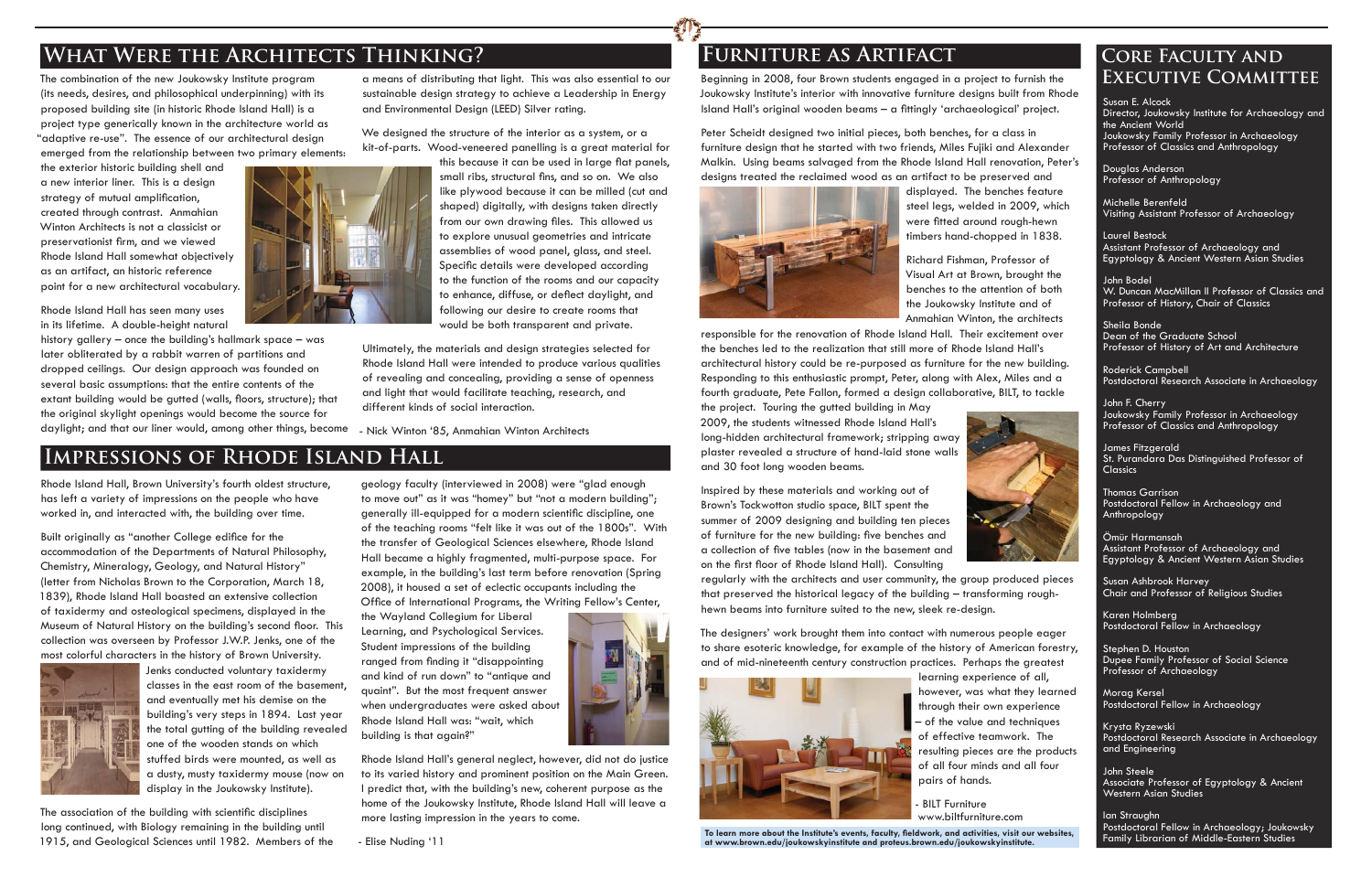# What Were the Architects Thinking?

The combination of the new Joukowsky Institute program (its needs, desires, and philosophical underpinning) with its proposed building site (in historic Rhode Island Hall) is a project type generically known in the architecture world as "adaptive re-use". The essence of our architectural design emerged from the relationship between two primary elements: the exterior historic building shell and a new interior liner. This is a design strategy of mutual amplification, created through contrast. Anmahian Winton Architects is not a classicist or preservationist firm, and we viewed Rhode Island Hall somewhat objectively as an artifact, an historic reference point for a new architectural vocabulary.

Rhode Island Hall has seen many uses in its lifetime. A double-height natural history gallery – once the building's hallmark space – was later obliterated by a rabbit warren of partitions and dropped ceilings. Our design approach was founded on several basic assumptions: that the entire contents of the extant building would be gutted (walls, floors, structure); that the original skylight openings would become the source for daylight; and that our liner would, among other things, become a means of distributing that light. This was also essential to our sustainable design strategy to achieve a Leadership in Energy and Environmental Design (LEED) Silver rating.

We designed the structure of the interior as a system, or a kit-of-parts. Wood-veneered panelling is a great material for this because it can be used in large flat panels, small ribs, structural fins, and so on. We also like plywood because it can be milled (cut and shaped) digitally, with designs taken directly from our own drawing files. This allowed us to explore unusual geometries and intricate assemblies of wood panel, glass, and steel. Specific details were developed according to the function of the rooms and our capacity to enhance, diffuse, or deflect daylight, and following our desire to create rooms that would be both transparent and private.

Ultimately, the materials and design strategies selected for Rhode Island Hall were intended to produce various qualities of revealing and concealing, providing a sense of openness and light that would facilitate teaching, research, and different kinds of social interaction.

- Nick Winton '85, Anmahian Winton Architects

# Impressions of Rhode Island Hall

Rhode Island Hall, Brown University's fourth oldest structure, has left a variety of impressions on the people who have worked in, and interacted with, the building over time.

Built originally as "another College edifice for the accommodation of the Departments of Natural Philosophy, Chemistry, Mineralogy, Geology, and Natural History" (letter from Nicholas Brown to the Corporation, March 18, 1839), Rhode Island Hall boasted an extensive collection of taxidermy and osteological specimens, displayed in the Museum of Natural History on the building's second floor. This collection was overseen by Professor J.W.P. Jenks, one of the most colorful characters in the history of Brown University. Jenks conducted voluntary taxidermy classes in the east room of the basement, and eventually met his demise on the building's very steps in 1894. Last year the total gutting of the building revealed one of the wooden stands on which stuffed birds were mounted, as well as a dusty, musty taxidermy mouse (now on display in the Joukowsky Institute).

The association of the building with scientific disciplines long continued, with Biology remaining in the building until 1915, and Geological Sciences until 1982. Members of the geology faculty (interviewed in 2008) were "glad enough to move out" as it was "homey" but "not a modern building"; generally ill-equipped for a modern scientific discipline, one of the teaching rooms "felt like it was out of the 1800s". With the transfer of Geological Sciences elsewhere, Rhode Island Hall became a highly fragmented, multi-purpose space. For example, in the building's last term before renovation (Spring 2008), it housed a set of eclectic occupants including the Office of International Programs, the Writing Fellow's Center, the Wayland Collegium for Liberal Learning, and Psychological Services. Student impressions of the building ranged from finding it "disappointing and kind of run down" to "antique and quaint". But the most frequent answer when undergraduates were asked about Rhode Island Hall was: "wait, which building is that again?"

Rhode Island Hall's general neglect, however, did not do justice to its varied history and prominent position on the Main Green. I predict that, with the building's new, coherent purpose as the home of the Joukowsky Institute, Rhode Island Hall will leave a more lasting impression in the years to come.

- Elise Nuding '11

# Furniture as Artifact

Beginning in 2008, four Brown students engaged in a project to furnish the Joukowsky Institute's interior with innovative furniture designs built from Rhode Island Hall's original wooden beams – a fittingly 'archaeological' project.

Peter Scheidt designed two initial pieces, both benches, for a class in furniture design that he started with two friends, Miles Fujiki and Alexander Malkin. Using beams salvaged from the Rhode Island Hall renovation, Peter's designs treated the reclaimed wood as an artifact to be preserved and displayed. The benches feature steel legs, welded in 2009, which were fitted around rough-hewn timbers hand-chopped in 1838.

Richard Fishman, Professor of Visual Art at Brown, brought the benches to the attention of both the Joukowsky Institute and of Anmahian Winton, the architects responsible for the renovation of Rhode Island Hall. Their excitement over the benches led to the realization that still more of Rhode Island Hall's architectural history could be re-purposed as furniture for the new building. Responding to this enthusiastic prompt, Peter, along with Alex, Miles and a fourth graduate, Pete Fallon, formed a design collaborative, BILT, to tackle the project. Touring the gutted building in May 2009, the students witnessed Rhode Island Hall's long-hidden architectural framework; stripping away plaster revealed a structure of hand-laid stone walls and 30 foot long wooden beams.

Inspired by these materials and working out of Brown's Tockwotton studio space, BILT spent the summer of 2009 designing and building ten pieces of furniture for the new building: five benches and a collection of five tables (now in the basement and on the first floor of Rhode Island Hall). Consulting regularly with the architects and user community, the group produced pieces that preserved the historical legacy of the building – transforming rough-hewn beams into furniture suited to the new, sleek re-design.

The designers' work brought them into contact with numerous people eager to share esoteric knowledge, for example of the history of American forestry, and of mid-nineteenth century construction practices. Perhaps the greatest learning experience of all, however, was what they learned through their own experience – of the value and techniques of effective teamwork. The resulting pieces are the products of all four minds and all four pairs of hands.

- BILT Furniture
www.biltfurniture.com

**To learn more about the Institute's events, faculty, fieldwork, and activities, visit our websites, at www.brown.edu/joukowskyinstitute and proteus.brown.edu/joukowskyinstitute.**

# Core Faculty and Executive Committee

Susan E. Alcock
Director, Joukowsky Institute for Archaeology and the Ancient World
Joukowsky Family Professor in Archaeology
Professor of Classics and Anthropology

Douglas Anderson
Professor of Anthropology

Michelle Berenfeld
Visiting Assistant Professor of Archaeology

Laurel Bestock
Assistant Professor of Archaeology and Egyptology & Ancient Western Asian Studies

John Bodel
W. Duncan MacMillan II Professor of Classics and Professor of History, Chair of Classics

Sheila Bonde
Dean of the Graduate School
Professor of History of Art and Architecture

Roderick Campbell
Postdoctoral Research Associate in Archaeology

John F. Cherry
Joukowsky Family Professor in Archaeology
Professor of Classics and Anthropology

James Fitzgerald
St. Purandara Das Distinguished Professor of Classics

Thomas Garrison
Postdoctoral Fellow in Archaeology and Anthropology

Ömür Harmanşah
Assistant Professor of Archaeology and Egyptology & Ancient Western Asian Studies

Susan Ashbrook Harvey
Chair and Professor of Religious Studies

Karen Holmberg
Postdoctoral Fellow in Archaeology

Stephen D. Houston
Dupee Family Professor of Social Science
Professor of Archaeology

Morag Kersel
Postdoctoral Fellow in Archaeology

Krysta Ryzewski
Postdoctoral Research Associate in Archaeology and Engineering

John Steele
Associate Professor of Egyptology & Ancient Western Asian Studies

Ian Straughn
Postdoctoral Fellow in Archaeology; Joukowsky Family Librarian of Middle-Eastern Studies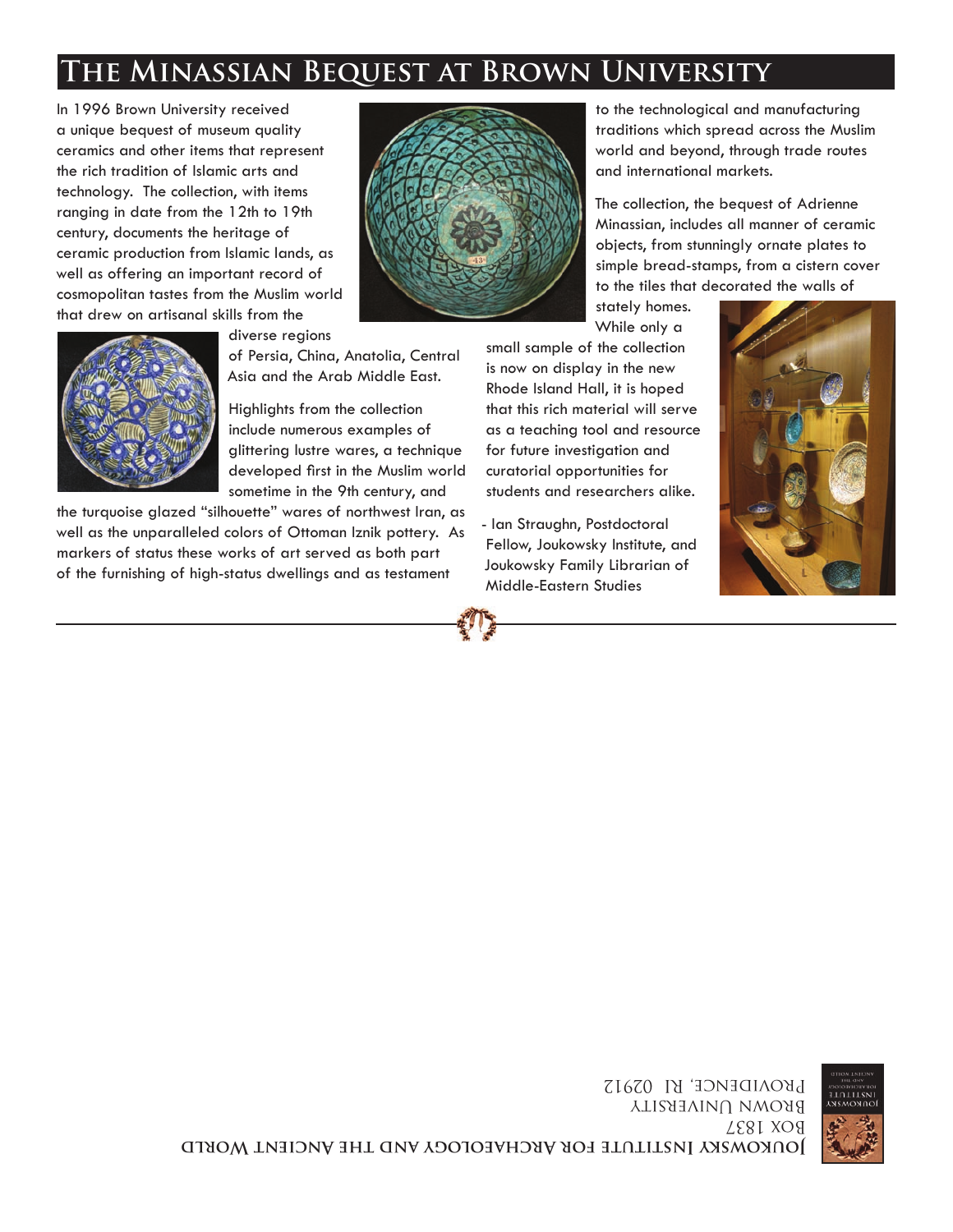# The Minassian Bequest at Brown University

In 1996 Brown University received a unique bequest of museum quality ceramics and other items that represent the rich tradition of Islamic arts and technology. The collection, with items ranging in date from the 12th to 19th century, documents the heritage of ceramic production from Islamic lands, as well as offering an important record of cosmopolitan tastes from the Muslim world that drew on artisanal skills from the diverse regions of Persia, China, Anatolia, Central Asia and the Arab Middle East.

Highlights from the collection include numerous examples of glittering lustre wares, a technique developed first in the Muslim world sometime in the 9th century, and the turquoise glazed "silhouette" wares of northwest Iran, as well as the unparalleled colors of Ottoman Iznik pottery. As markers of status these works of art served as both part of the furnishing of high-status dwellings and as testament to the technological and manufacturing traditions which spread across the Muslim world and beyond, through trade routes and international markets.

The collection, the bequest of Adrienne Minassian, includes all manner of ceramic objects, from stunningly ornate plates to simple bread-stamps, from a cistern cover to the tiles that decorated the walls of stately homes. While only a small sample of the collection is now on display in the new Rhode Island Hall, it is hoped that this rich material will serve as a teaching tool and resource for future investigation and curatorial opportunities for students and researchers alike.

- Ian Straughn, Postdoctoral Fellow, Joukowsky Institute, and Joukowsky Family Librarian of Middle-Eastern Studies

---

Joukowsky Institute for Archaeology and the Ancient World
Box 1837
Brown University
Providence, RI 02912